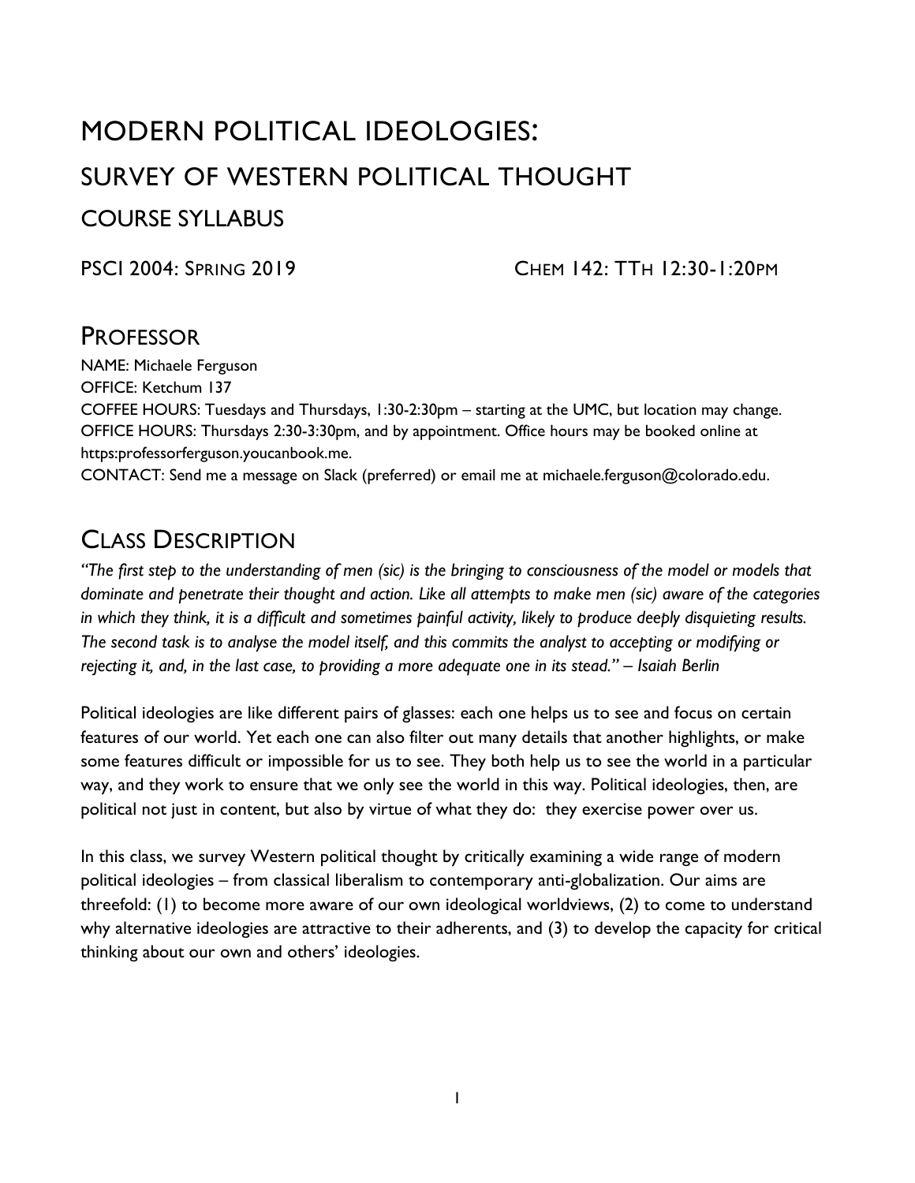# MODERN POLITICAL IDEOLOGIES:
# SURVEY OF WESTERN POLITICAL THOUGHT
## COURSE SYLLABUS

PSCI 2004: SPRING 2019 CHEM 142: TTH 12:30-1:20PM

## PROFESSOR

NAME: Michaele Ferguson
OFFICE: Ketchum 137
COFFEE HOURS: Tuesdays and Thursdays, 1:30-2:30pm – starting at the UMC, but location may change.
OFFICE HOURS: Thursdays 2:30-3:30pm, and by appointment. Office hours may be booked online at https:professorferguson.youcanbook.me.
CONTACT: Send me a message on Slack (preferred) or email me at michaele.ferguson@colorado.edu.

## CLASS DESCRIPTION

*"The first step to the understanding of men (sic) is the bringing to consciousness of the model or models that dominate and penetrate their thought and action. Like all attempts to make men (sic) aware of the categories in which they think, it is a difficult and sometimes painful activity, likely to produce deeply disquieting results. The second task is to analyse the model itself, and this commits the analyst to accepting or modifying or rejecting it, and, in the last case, to providing a more adequate one in its stead." – Isaiah Berlin*

Political ideologies are like different pairs of glasses: each one helps us to see and focus on certain features of our world. Yet each one can also filter out many details that another highlights, or make some features difficult or impossible for us to see. They both help us to see the world in a particular way, and they work to ensure that we only see the world in this way. Political ideologies, then, are political not just in content, but also by virtue of what they do: they exercise power over us.

In this class, we survey Western political thought by critically examining a wide range of modern political ideologies – from classical liberalism to contemporary anti-globalization. Our aims are threefold: (1) to become more aware of our own ideological worldviews, (2) to come to understand why alternative ideologies are attractive to their adherents, and (3) to develop the capacity for critical thinking about our own and others' ideologies.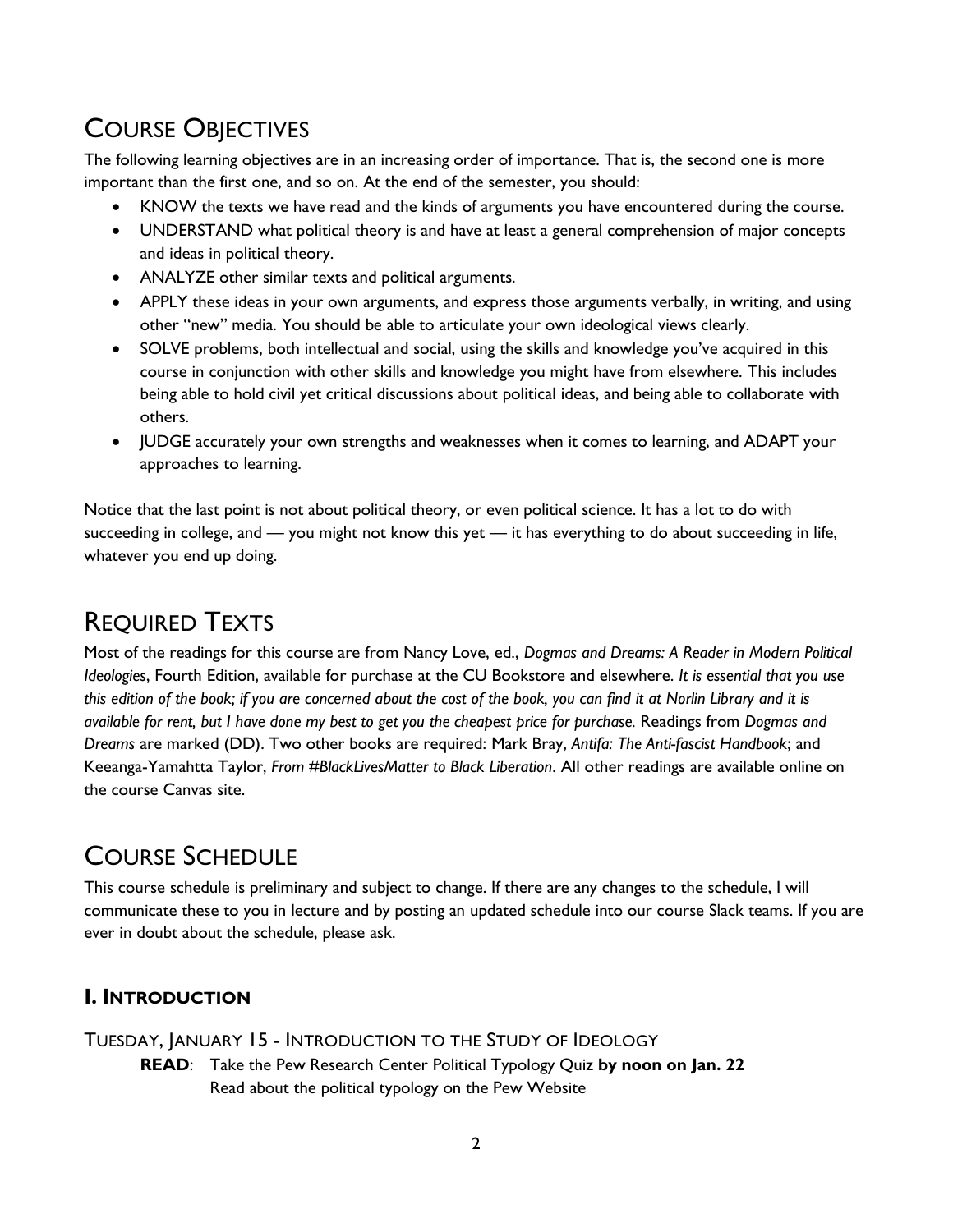## Course Objectives

The following learning objectives are in an increasing order of importance. That is, the second one is more important than the first one, and so on. At the end of the semester, you should:

- KNOW the texts we have read and the kinds of arguments you have encountered during the course.
- UNDERSTAND what political theory is and have at least a general comprehension of major concepts and ideas in political theory.
- ANALYZE other similar texts and political arguments.
- APPLY these ideas in your own arguments, and express those arguments verbally, in writing, and using other "new" media. You should be able to articulate your own ideological views clearly.
- SOLVE problems, both intellectual and social, using the skills and knowledge you've acquired in this course in conjunction with other skills and knowledge you might have from elsewhere. This includes being able to hold civil yet critical discussions about political ideas, and being able to collaborate with others.
- JUDGE accurately your own strengths and weaknesses when it comes to learning, and ADAPT your approaches to learning.

Notice that the last point is not about political theory, or even political science. It has a lot to do with succeeding in college, and — you might not know this yet — it has everything to do about succeeding in life, whatever you end up doing.

## Required Texts

Most of the readings for this course are from Nancy Love, ed., *Dogmas and Dreams: A Reader in Modern Political Ideologies*, Fourth Edition, available for purchase at the CU Bookstore and elsewhere. *It is essential that you use this edition of the book; if you are concerned about the cost of the book, you can find it at Norlin Library and it is available for rent, but I have done my best to get you the cheapest price for purchase.* Readings from *Dogmas and Dreams* are marked (DD). Two other books are required: Mark Bray, *Antifa: The Anti-fascist Handbook*; and Keeanga-Yamahtta Taylor, *From #BlackLivesMatter to Black Liberation*. All other readings are available online on the course Canvas site.

## Course Schedule

This course schedule is preliminary and subject to change. If there are any changes to the schedule, I will communicate these to you in lecture and by posting an updated schedule into our course Slack teams. If you are ever in doubt about the schedule, please ask.

### I. Introduction

Tuesday, January 15 - Introduction to the Study of Ideology

**READ**: Take the Pew Research Center Political Typology Quiz **by noon on Jan. 22**
Read about the political typology on the Pew Website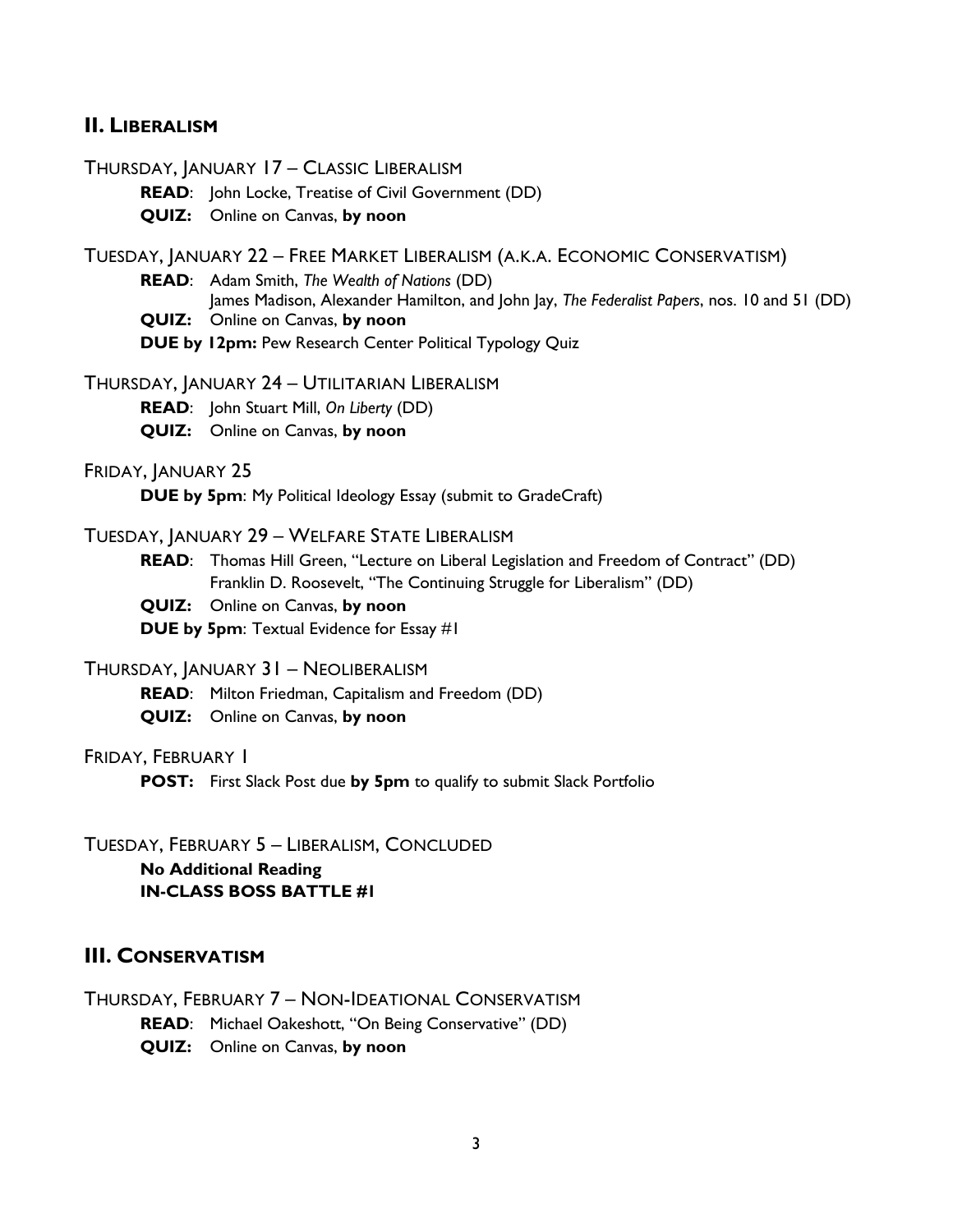## II. Liberalism

THURSDAY, JANUARY 17 – CLASSIC LIBERALISM

**READ**: John Locke, Treatise of Civil Government (DD)

**QUIZ:** Online on Canvas, **by noon**

TUESDAY, JANUARY 22 – FREE MARKET LIBERALISM (A.K.A. ECONOMIC CONSERVATISM)

**READ**: Adam Smith, *The Wealth of Nations* (DD)

James Madison, Alexander Hamilton, and John Jay, *The Federalist Papers*, nos. 10 and 51 (DD)

**QUIZ:** Online on Canvas, **by noon**

**DUE by 12pm:** Pew Research Center Political Typology Quiz

THURSDAY, JANUARY 24 – UTILITARIAN LIBERALISM

**READ**: John Stuart Mill, *On Liberty* (DD)

**QUIZ:** Online on Canvas, **by noon**

FRIDAY, JANUARY 25

**DUE by 5pm**: My Political Ideology Essay (submit to GradeCraft)

TUESDAY, JANUARY 29 – WELFARE STATE LIBERALISM

**READ**: Thomas Hill Green, "Lecture on Liberal Legislation and Freedom of Contract" (DD)

Franklin D. Roosevelt, "The Continuing Struggle for Liberalism" (DD)

**QUIZ:** Online on Canvas, **by noon**

**DUE by 5pm**: Textual Evidence for Essay #1

THURSDAY, JANUARY 31 – NEOLIBERALISM

**READ**: Milton Friedman, Capitalism and Freedom (DD)

**QUIZ:** Online on Canvas, **by noon**

FRIDAY, FEBRUARY 1

**POST:** First Slack Post due **by 5pm** to qualify to submit Slack Portfolio

TUESDAY, FEBRUARY 5 – LIBERALISM, CONCLUDED

**No Additional Reading**

**IN-CLASS BOSS BATTLE #1**

## III. Conservatism

THURSDAY, FEBRUARY 7 – NON-IDEATIONAL CONSERVATISM

**READ**: Michael Oakeshott, "On Being Conservative" (DD)

**QUIZ:** Online on Canvas, **by noon**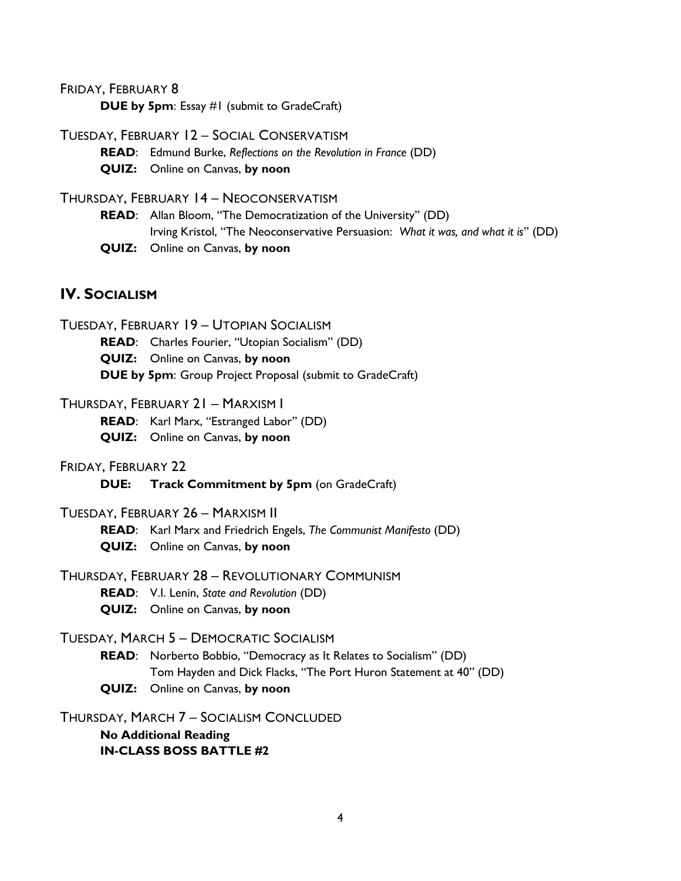FRIDAY, FEBRUARY 8

**DUE by 5pm**: Essay #1 (submit to GradeCraft)

TUESDAY, FEBRUARY 12 – SOCIAL CONSERVATISM

**READ**: Edmund Burke, *Reflections on the Revolution in France* (DD)

**QUIZ:** Online on Canvas, **by noon**

THURSDAY, FEBRUARY 14 – NEOCONSERVATISM

**READ**: Allan Bloom, "The Democratization of the University" (DD)
Irving Kristol, "The Neoconservative Persuasion: *What it was, and what it is*" (DD)

**QUIZ:** Online on Canvas, **by noon**

## IV. SOCIALISM

TUESDAY, FEBRUARY 19 – UTOPIAN SOCIALISM

**READ**: Charles Fourier, "Utopian Socialism" (DD)

**QUIZ:** Online on Canvas, **by noon**

**DUE by 5pm**: Group Project Proposal (submit to GradeCraft)

THURSDAY, FEBRUARY 21 – MARXISM I

**READ**: Karl Marx, "Estranged Labor" (DD)

**QUIZ:** Online on Canvas, **by noon**

FRIDAY, FEBRUARY 22

**DUE:** **Track Commitment by 5pm** (on GradeCraft)

TUESDAY, FEBRUARY 26 – MARXISM II

**READ**: Karl Marx and Friedrich Engels, *The Communist Manifesto* (DD)

**QUIZ:** Online on Canvas, **by noon**

THURSDAY, FEBRUARY 28 – REVOLUTIONARY COMMUNISM

**READ**: V.I. Lenin, *State and Revolution* (DD)

**QUIZ:** Online on Canvas, **by noon**

TUESDAY, MARCH 5 – DEMOCRATIC SOCIALISM

**READ**: Norberto Bobbio, "Democracy as It Relates to Socialism" (DD)
Tom Hayden and Dick Flacks, "The Port Huron Statement at 40" (DD)

**QUIZ:** Online on Canvas, **by noon**

THURSDAY, MARCH 7 – SOCIALISM CONCLUDED

**No Additional Reading**

**IN-CLASS BOSS BATTLE #2**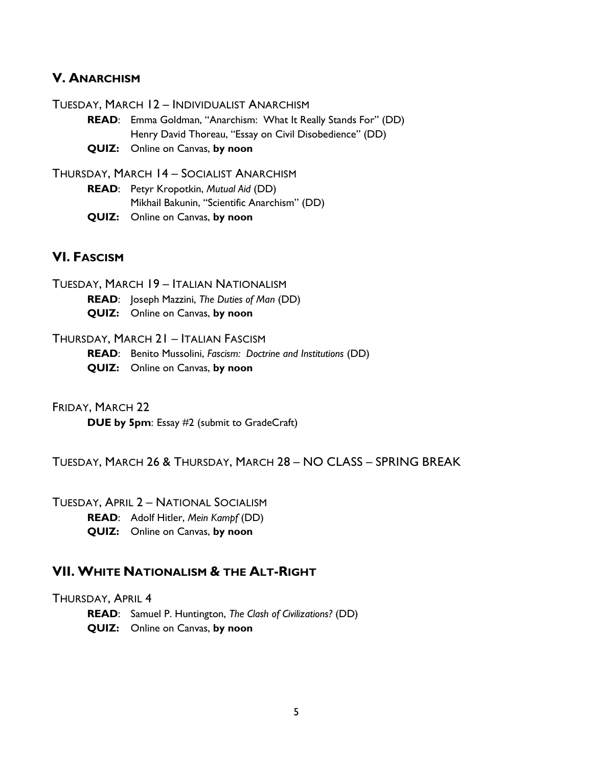## V. Anarchism

TUESDAY, MARCH 12 – INDIVIDUALIST ANARCHISM

**READ**: Emma Goldman, "Anarchism: What It Really Stands For" (DD)
Henry David Thoreau, "Essay on Civil Disobedience" (DD)

**QUIZ:** Online on Canvas, **by noon**

THURSDAY, MARCH 14 – SOCIALIST ANARCHISM

**READ**: Petyr Kropotkin, *Mutual Aid* (DD)
Mikhail Bakunin, "Scientific Anarchism" (DD)

**QUIZ:** Online on Canvas, **by noon**

## VI. Fascism

TUESDAY, MARCH 19 – ITALIAN NATIONALISM

**READ**: Joseph Mazzini, *The Duties of Man* (DD)

**QUIZ:** Online on Canvas, **by noon**

THURSDAY, MARCH 21 – ITALIAN FASCISM

**READ**: Benito Mussolini, *Fascism: Doctrine and Institutions* (DD)

**QUIZ:** Online on Canvas, **by noon**

FRIDAY, MARCH 22

**DUE by 5pm**: Essay #2 (submit to GradeCraft)

TUESDAY, MARCH 26 & THURSDAY, MARCH 28 – NO CLASS – SPRING BREAK

TUESDAY, APRIL 2 – NATIONAL SOCIALISM

**READ**: Adolf Hitler, *Mein Kampf* (DD)

**QUIZ:** Online on Canvas, **by noon**

## VII. White Nationalism & the Alt-Right

THURSDAY, APRIL 4

**READ**: Samuel P. Huntington, *The Clash of Civilizations?* (DD)

**QUIZ:** Online on Canvas, **by noon**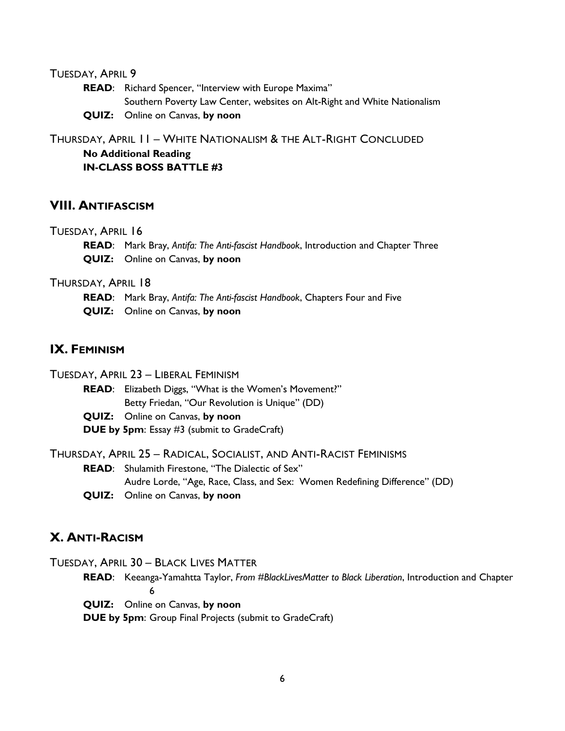TUESDAY, APRIL 9

**READ**: Richard Spencer, "Interview with Europe Maxima"
Southern Poverty Law Center, websites on Alt-Right and White Nationalism

**QUIZ:** Online on Canvas, **by noon**

THURSDAY, APRIL 11 – WHITE NATIONALISM & THE ALT-RIGHT CONCLUDED

**No Additional Reading**

**IN-CLASS BOSS BATTLE #3**

## VIII. ANTIFASCISM

TUESDAY, APRIL 16

**READ**: Mark Bray, *Antifa: The Anti-fascist Handbook*, Introduction and Chapter Three

**QUIZ:** Online on Canvas, **by noon**

THURSDAY, APRIL 18

**READ**: Mark Bray, *Antifa: The Anti-fascist Handbook*, Chapters Four and Five

**QUIZ:** Online on Canvas, **by noon**

## IX. FEMINISM

TUESDAY, APRIL 23 – LIBERAL FEMINISM

**READ**: Elizabeth Diggs, "What is the Women's Movement?"
Betty Friedan, "Our Revolution is Unique" (DD)

**QUIZ:** Online on Canvas, **by noon**

**DUE by 5pm**: Essay #3 (submit to GradeCraft)

THURSDAY, APRIL 25 – RADICAL, SOCIALIST, AND ANTI-RACIST FEMINISMS

**READ**: Shulamith Firestone, "The Dialectic of Sex"
Audre Lorde, "Age, Race, Class, and Sex: Women Redefining Difference" (DD)

**QUIZ:** Online on Canvas, **by noon**

## X. ANTI-RACISM

TUESDAY, APRIL 30 – BLACK LIVES MATTER

**READ**: Keeanga-Yamahtta Taylor, *From #BlackLivesMatter to Black Liberation*, Introduction and Chapter 6

**QUIZ:** Online on Canvas, **by noon**

**DUE by 5pm**: Group Final Projects (submit to GradeCraft)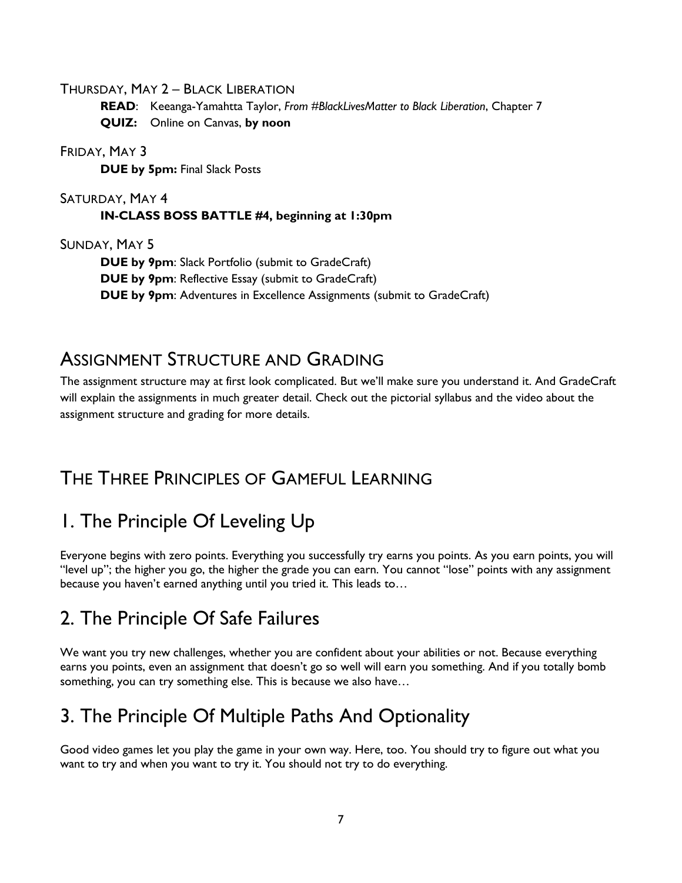THURSDAY, MAY 2 – BLACK LIBERATION

**READ**: Keeanga-Yamahtta Taylor, *From #BlackLivesMatter to Black Liberation*, Chapter 7

**QUIZ:** Online on Canvas, **by noon**

FRIDAY, MAY 3

**DUE by 5pm:** Final Slack Posts

SATURDAY, MAY 4

**IN-CLASS BOSS BATTLE #4, beginning at 1:30pm**

SUNDAY, MAY 5

**DUE by 9pm**: Slack Portfolio (submit to GradeCraft)

**DUE by 9pm**: Reflective Essay (submit to GradeCraft)

**DUE by 9pm**: Adventures in Excellence Assignments (submit to GradeCraft)

## ASSIGNMENT STRUCTURE AND GRADING

The assignment structure may at first look complicated. But we'll make sure you understand it. And GradeCraft will explain the assignments in much greater detail. Check out the pictorial syllabus and the video about the assignment structure and grading for more details.

## THE THREE PRINCIPLES OF GAMEFUL LEARNING

## 1. The Principle Of Leveling Up

Everyone begins with zero points. Everything you successfully try earns you points. As you earn points, you will "level up"; the higher you go, the higher the grade you can earn. You cannot "lose" points with any assignment because you haven't earned anything until you tried it. This leads to…

## 2. The Principle Of Safe Failures

We want you try new challenges, whether you are confident about your abilities or not. Because everything earns you points, even an assignment that doesn't go so well will earn you something. And if you totally bomb something, you can try something else. This is because we also have…

## 3. The Principle Of Multiple Paths And Optionality

Good video games let you play the game in your own way. Here, too. You should try to figure out what you want to try and when you want to try it. You should not try to do everything.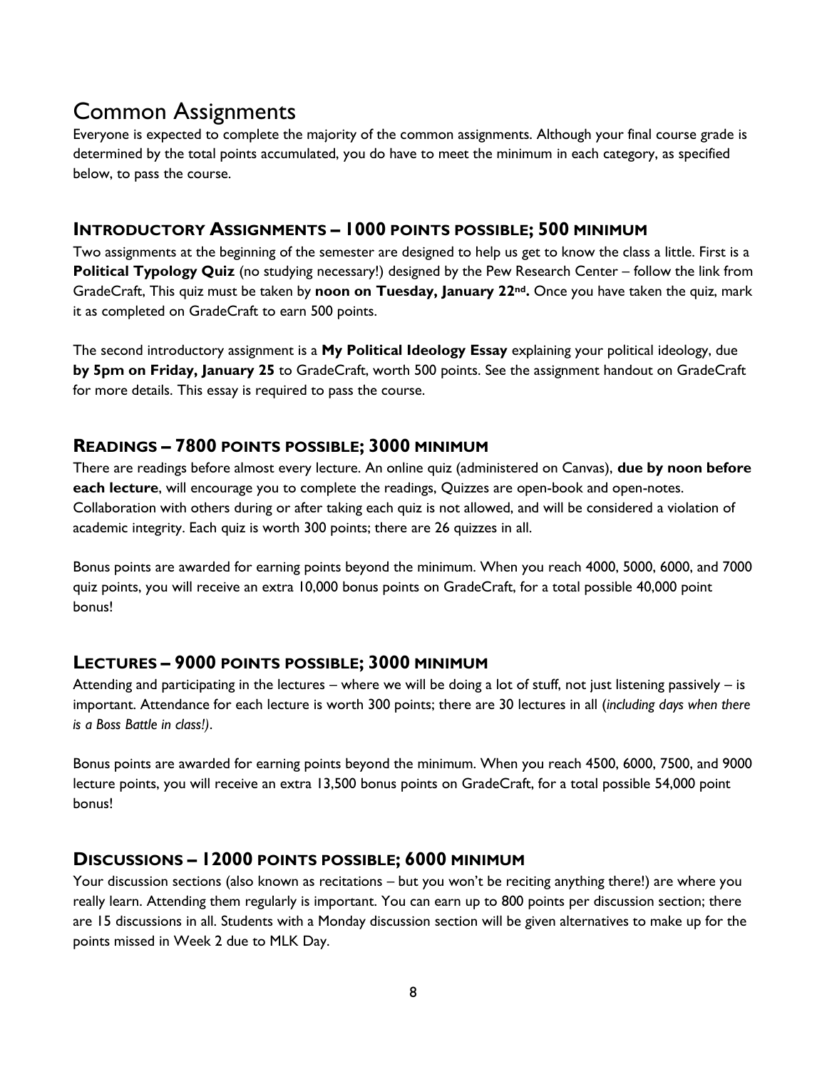# Common Assignments

Everyone is expected to complete the majority of the common assignments. Although your final course grade is determined by the total points accumulated, you do have to meet the minimum in each category, as specified below, to pass the course.

## INTRODUCTORY ASSIGNMENTS – 1000 POINTS POSSIBLE; 500 MINIMUM

Two assignments at the beginning of the semester are designed to help us get to know the class a little. First is a **Political Typology Quiz** (no studying necessary!) designed by the Pew Research Center – follow the link from GradeCraft, This quiz must be taken by **noon on Tuesday, January 22nd.** Once you have taken the quiz, mark it as completed on GradeCraft to earn 500 points.

The second introductory assignment is a **My Political Ideology Essay** explaining your political ideology, due **by 5pm on Friday, January 25** to GradeCraft, worth 500 points. See the assignment handout on GradeCraft for more details. This essay is required to pass the course.

## READINGS – 7800 POINTS POSSIBLE; 3000 MINIMUM

There are readings before almost every lecture. An online quiz (administered on Canvas), **due by noon before each lecture**, will encourage you to complete the readings, Quizzes are open-book and open-notes. Collaboration with others during or after taking each quiz is not allowed, and will be considered a violation of academic integrity. Each quiz is worth 300 points; there are 26 quizzes in all.

Bonus points are awarded for earning points beyond the minimum. When you reach 4000, 5000, 6000, and 7000 quiz points, you will receive an extra 10,000 bonus points on GradeCraft, for a total possible 40,000 point bonus!

## LECTURES – 9000 POINTS POSSIBLE; 3000 MINIMUM

Attending and participating in the lectures – where we will be doing a lot of stuff, not just listening passively – is important. Attendance for each lecture is worth 300 points; there are 30 lectures in all (*including days when there is a Boss Battle in class!)*.

Bonus points are awarded for earning points beyond the minimum. When you reach 4500, 6000, 7500, and 9000 lecture points, you will receive an extra 13,500 bonus points on GradeCraft, for a total possible 54,000 point bonus!

## DISCUSSIONS – 12000 POINTS POSSIBLE; 6000 MINIMUM

Your discussion sections (also known as recitations – but you won't be reciting anything there!) are where you really learn. Attending them regularly is important. You can earn up to 800 points per discussion section; there are 15 discussions in all. Students with a Monday discussion section will be given alternatives to make up for the points missed in Week 2 due to MLK Day.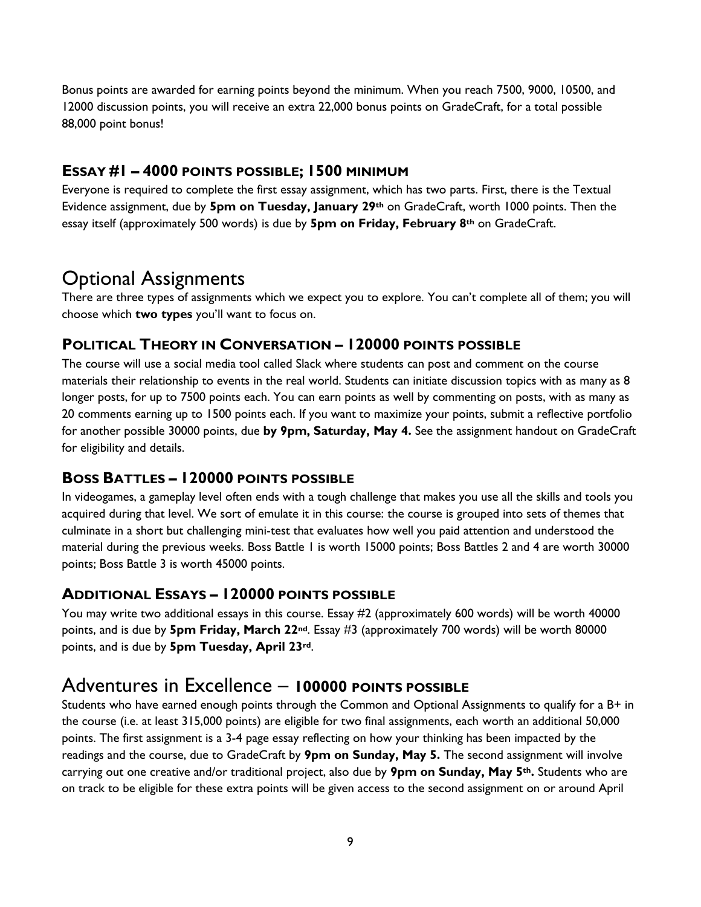Bonus points are awarded for earning points beyond the minimum. When you reach 7500, 9000, 10500, and 12000 discussion points, you will receive an extra 22,000 bonus points on GradeCraft, for a total possible 88,000 point bonus!

### ESSAY #1 – 4000 POINTS POSSIBLE; 1500 MINIMUM

Everyone is required to complete the first essay assignment, which has two parts. First, there is the Textual Evidence assignment, due by **5pm on Tuesday, January 29th** on GradeCraft, worth 1000 points. Then the essay itself (approximately 500 words) is due by **5pm on Friday, February 8th** on GradeCraft.

## Optional Assignments

There are three types of assignments which we expect you to explore. You can't complete all of them; you will choose which **two types** you'll want to focus on.

### POLITICAL THEORY IN CONVERSATION – 120000 POINTS POSSIBLE

The course will use a social media tool called Slack where students can post and comment on the course materials their relationship to events in the real world. Students can initiate discussion topics with as many as 8 longer posts, for up to 7500 points each. You can earn points as well by commenting on posts, with as many as 20 comments earning up to 1500 points each. If you want to maximize your points, submit a reflective portfolio for another possible 30000 points, due **by 9pm, Saturday, May 4.** See the assignment handout on GradeCraft for eligibility and details.

### BOSS BATTLES – 120000 POINTS POSSIBLE

In videogames, a gameplay level often ends with a tough challenge that makes you use all the skills and tools you acquired during that level. We sort of emulate it in this course: the course is grouped into sets of themes that culminate in a short but challenging mini-test that evaluates how well you paid attention and understood the material during the previous weeks. Boss Battle 1 is worth 15000 points; Boss Battles 2 and 4 are worth 30000 points; Boss Battle 3 is worth 45000 points.

### ADDITIONAL ESSAYS – 120000 POINTS POSSIBLE

You may write two additional essays in this course. Essay #2 (approximately 600 words) will be worth 40000 points, and is due by **5pm Friday, March 22nd**. Essay #3 (approximately 700 words) will be worth 80000 points, and is due by **5pm Tuesday, April 23rd**.

## Adventures in Excellence – 100000 POINTS POSSIBLE

Students who have earned enough points through the Common and Optional Assignments to qualify for a B+ in the course (i.e. at least 315,000 points) are eligible for two final assignments, each worth an additional 50,000 points. The first assignment is a 3-4 page essay reflecting on how your thinking has been impacted by the readings and the course, due to GradeCraft by **9pm on Sunday, May 5.** The second assignment will involve carrying out one creative and/or traditional project, also due by **9pm on Sunday, May 5th.** Students who are on track to be eligible for these extra points will be given access to the second assignment on or around April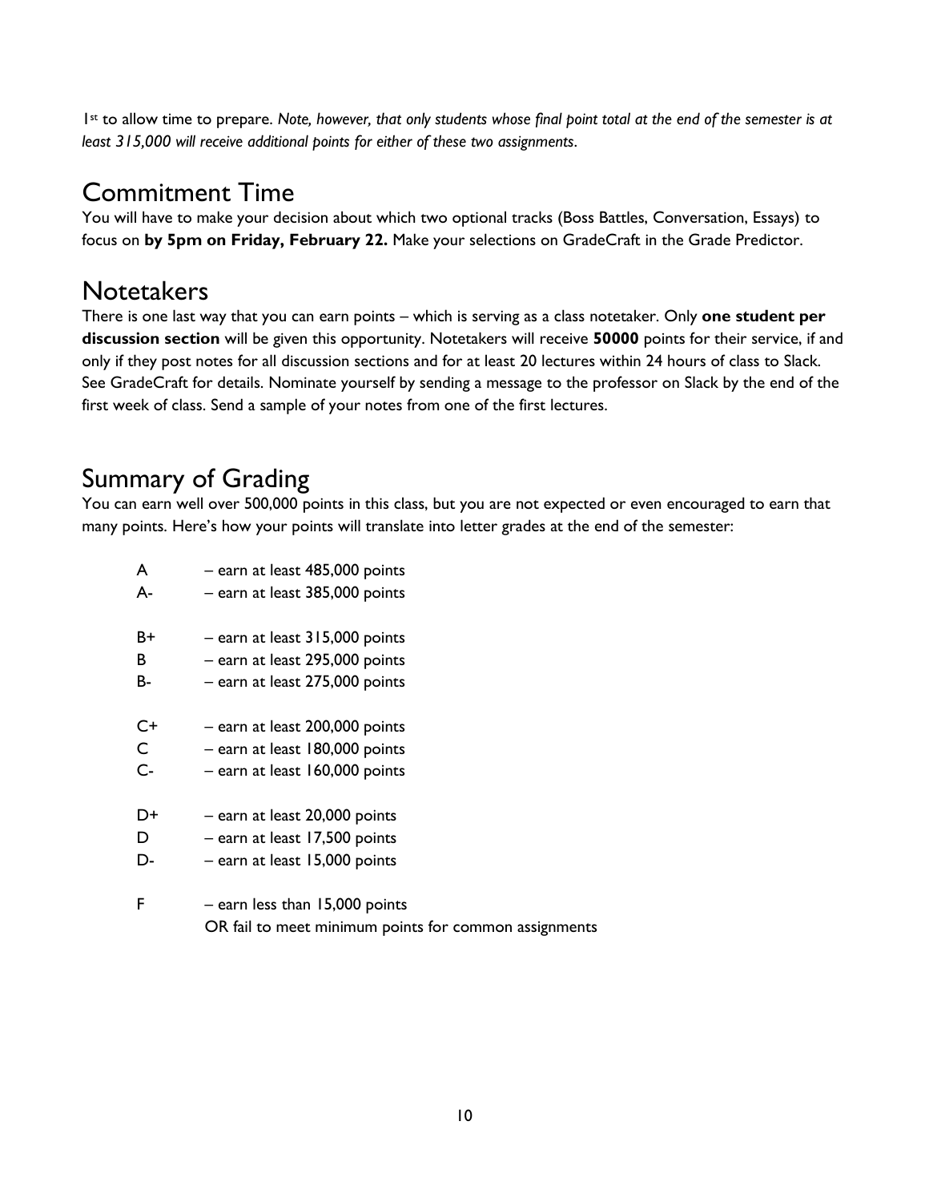1st to allow time to prepare. *Note, however, that only students whose final point total at the end of the semester is at least 315,000 will receive additional points for either of these two assignments.*

## Commitment Time

You will have to make your decision about which two optional tracks (Boss Battles, Conversation, Essays) to focus on **by 5pm on Friday, February 22.** Make your selections on GradeCraft in the Grade Predictor.

## Notetakers

There is one last way that you can earn points – which is serving as a class notetaker. Only **one student per discussion section** will be given this opportunity. Notetakers will receive **50000** points for their service, if and only if they post notes for all discussion sections and for at least 20 lectures within 24 hours of class to Slack. See GradeCraft for details. Nominate yourself by sending a message to the professor on Slack by the end of the first week of class. Send a sample of your notes from one of the first lectures.

## Summary of Grading

You can earn well over 500,000 points in this class, but you are not expected or even encouraged to earn that many points. Here's how your points will translate into letter grades at the end of the semester:

A – earn at least 485,000 points
A- – earn at least 385,000 points

B+ – earn at least 315,000 points
B – earn at least 295,000 points
B- – earn at least 275,000 points

C+ – earn at least 200,000 points
C – earn at least 180,000 points
C- – earn at least 160,000 points

D+ – earn at least 20,000 points
D – earn at least 17,500 points
D- – earn at least 15,000 points

F – earn less than 15,000 points
OR fail to meet minimum points for common assignments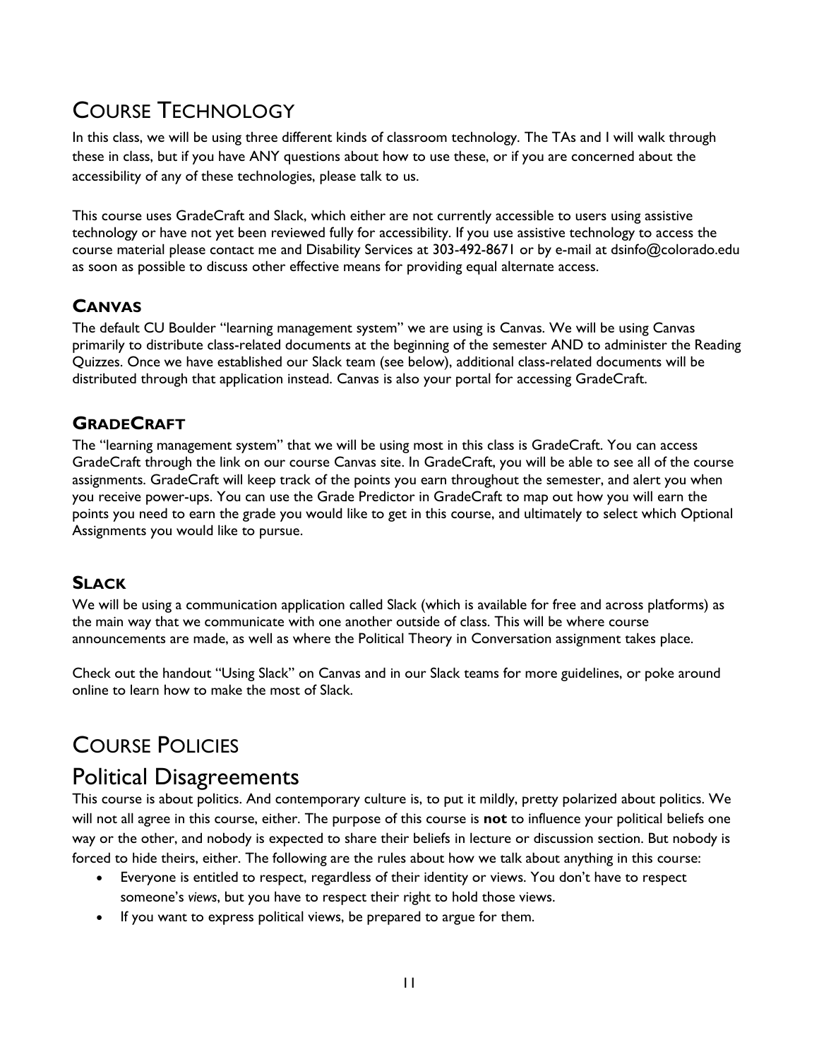# Course Technology

In this class, we will be using three different kinds of classroom technology. The TAs and I will walk through these in class, but if you have ANY questions about how to use these, or if you are concerned about the accessibility of any of these technologies, please talk to us.

This course uses GradeCraft and Slack, which either are not currently accessible to users using assistive technology or have not yet been reviewed fully for accessibility. If you use assistive technology to access the course material please contact me and Disability Services at 303-492-8671 or by e-mail at dsinfo@colorado.edu as soon as possible to discuss other effective means for providing equal alternate access.

### Canvas

The default CU Boulder "learning management system" we are using is Canvas. We will be using Canvas primarily to distribute class-related documents at the beginning of the semester AND to administer the Reading Quizzes. Once we have established our Slack team (see below), additional class-related documents will be distributed through that application instead. Canvas is also your portal for accessing GradeCraft.

### GradeCraft

The "learning management system" that we will be using most in this class is GradeCraft. You can access GradeCraft through the link on our course Canvas site. In GradeCraft, you will be able to see all of the course assignments. GradeCraft will keep track of the points you earn throughout the semester, and alert you when you receive power-ups. You can use the Grade Predictor in GradeCraft to map out how you will earn the points you need to earn the grade you would like to get in this course, and ultimately to select which Optional Assignments you would like to pursue.

### Slack

We will be using a communication application called Slack (which is available for free and across platforms) as the main way that we communicate with one another outside of class. This will be where course announcements are made, as well as where the Political Theory in Conversation assignment takes place.

Check out the handout "Using Slack" on Canvas and in our Slack teams for more guidelines, or poke around online to learn how to make the most of Slack.

# Course Policies

## Political Disagreements

This course is about politics. And contemporary culture is, to put it mildly, pretty polarized about politics. We will not all agree in this course, either. The purpose of this course is **not** to influence your political beliefs one way or the other, and nobody is expected to share their beliefs in lecture or discussion section. But nobody is forced to hide theirs, either. The following are the rules about how we talk about anything in this course:

- Everyone is entitled to respect, regardless of their identity or views. You don't have to respect someone's *views*, but you have to respect their right to hold those views.
- If you want to express political views, be prepared to argue for them.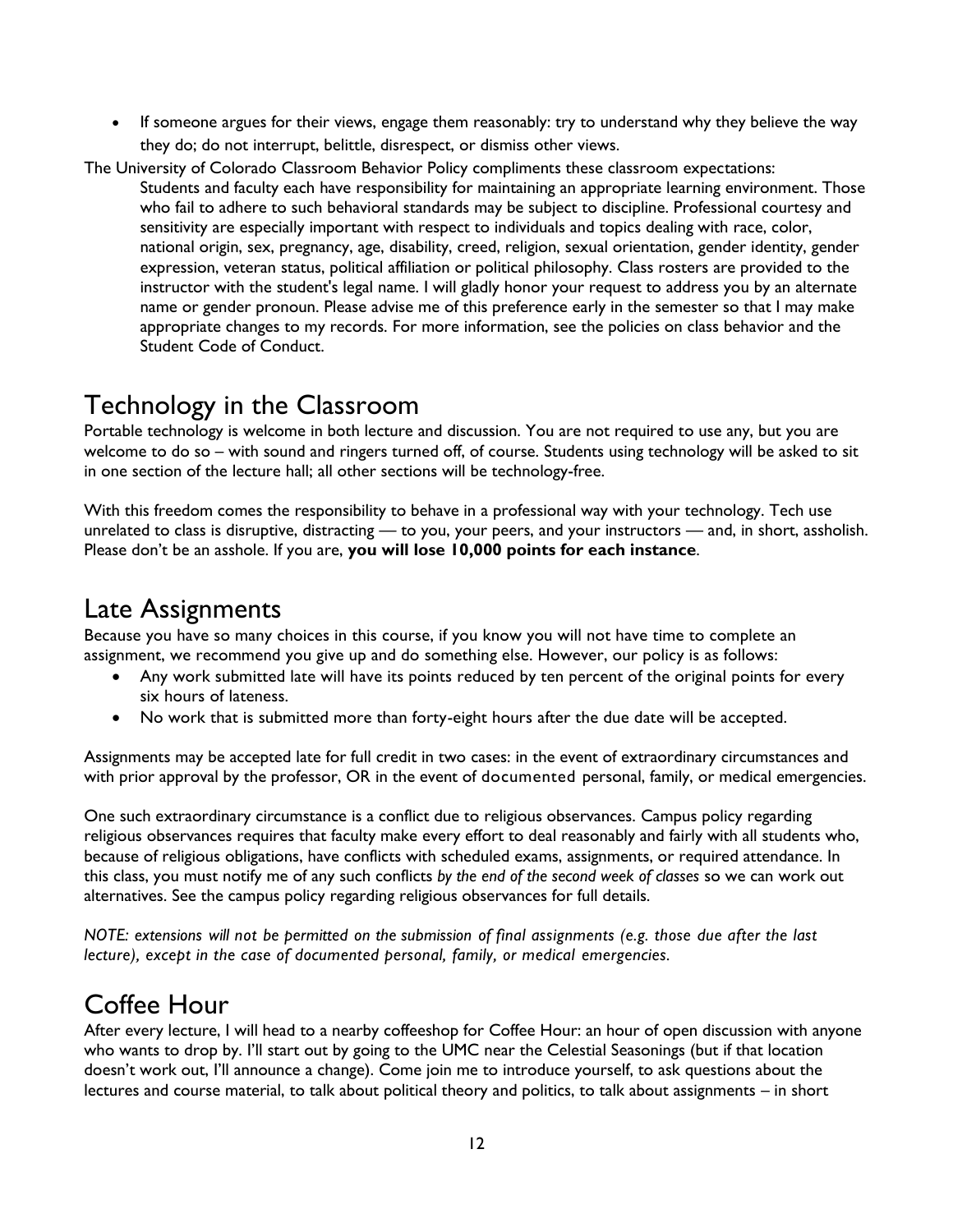- If someone argues for their views, engage them reasonably: try to understand why they believe the way they do; do not interrupt, belittle, disrespect, or dismiss other views.

The University of Colorado Classroom Behavior Policy compliments these classroom expectations:

> Students and faculty each have responsibility for maintaining an appropriate learning environment. Those who fail to adhere to such behavioral standards may be subject to discipline. Professional courtesy and sensitivity are especially important with respect to individuals and topics dealing with race, color, national origin, sex, pregnancy, age, disability, creed, religion, sexual orientation, gender identity, gender expression, veteran status, political affiliation or political philosophy. Class rosters are provided to the instructor with the student's legal name. I will gladly honor your request to address you by an alternate name or gender pronoun. Please advise me of this preference early in the semester so that I may make appropriate changes to my records. For more information, see the policies on class behavior and the Student Code of Conduct.

# Technology in the Classroom

Portable technology is welcome in both lecture and discussion. You are not required to use any, but you are welcome to do so – with sound and ringers turned off, of course. Students using technology will be asked to sit in one section of the lecture hall; all other sections will be technology-free.

With this freedom comes the responsibility to behave in a professional way with your technology. Tech use unrelated to class is disruptive, distracting — to you, your peers, and your instructors — and, in short, assholish. Please don't be an asshole. If you are, **you will lose 10,000 points for each instance**.

# Late Assignments

Because you have so many choices in this course, if you know you will not have time to complete an assignment, we recommend you give up and do something else. However, our policy is as follows:

- Any work submitted late will have its points reduced by ten percent of the original points for every six hours of lateness.
- No work that is submitted more than forty-eight hours after the due date will be accepted.

Assignments may be accepted late for full credit in two cases: in the event of extraordinary circumstances and with prior approval by the professor, OR in the event of documented personal, family, or medical emergencies.

One such extraordinary circumstance is a conflict due to religious observances. Campus policy regarding religious observances requires that faculty make every effort to deal reasonably and fairly with all students who, because of religious obligations, have conflicts with scheduled exams, assignments, or required attendance. In this class, you must notify me of any such conflicts *by the end of the second week of classes* so we can work out alternatives. See the campus policy regarding religious observances for full details.

*NOTE: extensions will not be permitted on the submission of final assignments (e.g. those due after the last lecture), except in the case of documented personal, family, or medical emergencies.*

# Coffee Hour

After every lecture, I will head to a nearby coffeeshop for Coffee Hour: an hour of open discussion with anyone who wants to drop by. I'll start out by going to the UMC near the Celestial Seasonings (but if that location doesn't work out, I'll announce a change). Come join me to introduce yourself, to ask questions about the lectures and course material, to talk about political theory and politics, to talk about assignments – in short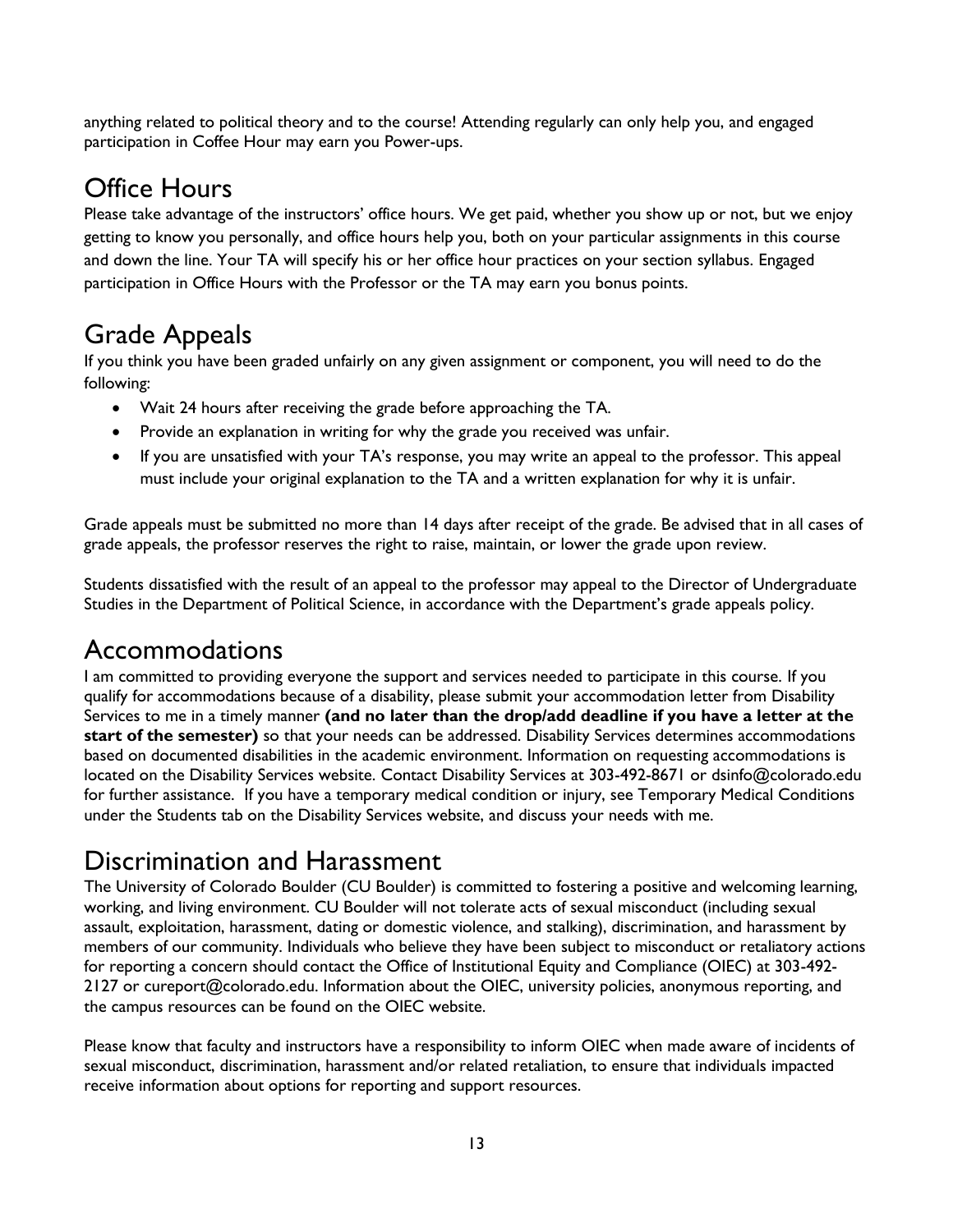anything related to political theory and to the course! Attending regularly can only help you, and engaged participation in Coffee Hour may earn you Power-ups.

## Office Hours

Please take advantage of the instructors' office hours. We get paid, whether you show up or not, but we enjoy getting to know you personally, and office hours help you, both on your particular assignments in this course and down the line. Your TA will specify his or her office hour practices on your section syllabus. Engaged participation in Office Hours with the Professor or the TA may earn you bonus points.

## Grade Appeals

If you think you have been graded unfairly on any given assignment or component, you will need to do the following:

- Wait 24 hours after receiving the grade before approaching the TA.
- Provide an explanation in writing for why the grade you received was unfair.
- If you are unsatisfied with your TA's response, you may write an appeal to the professor. This appeal must include your original explanation to the TA and a written explanation for why it is unfair.

Grade appeals must be submitted no more than 14 days after receipt of the grade. Be advised that in all cases of grade appeals, the professor reserves the right to raise, maintain, or lower the grade upon review.

Students dissatisfied with the result of an appeal to the professor may appeal to the Director of Undergraduate Studies in the Department of Political Science, in accordance with the Department's grade appeals policy.

## Accommodations

I am committed to providing everyone the support and services needed to participate in this course. If you qualify for accommodations because of a disability, please submit your accommodation letter from Disability Services to me in a timely manner **(and no later than the drop/add deadline if you have a letter at the start of the semester)** so that your needs can be addressed. Disability Services determines accommodations based on documented disabilities in the academic environment. Information on requesting accommodations is located on the Disability Services website. Contact Disability Services at 303-492-8671 or dsinfo@colorado.edu for further assistance. If you have a temporary medical condition or injury, see Temporary Medical Conditions under the Students tab on the Disability Services website, and discuss your needs with me.

## Discrimination and Harassment

The University of Colorado Boulder (CU Boulder) is committed to fostering a positive and welcoming learning, working, and living environment. CU Boulder will not tolerate acts of sexual misconduct (including sexual assault, exploitation, harassment, dating or domestic violence, and stalking), discrimination, and harassment by members of our community. Individuals who believe they have been subject to misconduct or retaliatory actions for reporting a concern should contact the Office of Institutional Equity and Compliance (OIEC) at 303-492-2127 or cureport@colorado.edu. Information about the OIEC, university policies, anonymous reporting, and the campus resources can be found on the OIEC website.

Please know that faculty and instructors have a responsibility to inform OIEC when made aware of incidents of sexual misconduct, discrimination, harassment and/or related retaliation, to ensure that individuals impacted receive information about options for reporting and support resources.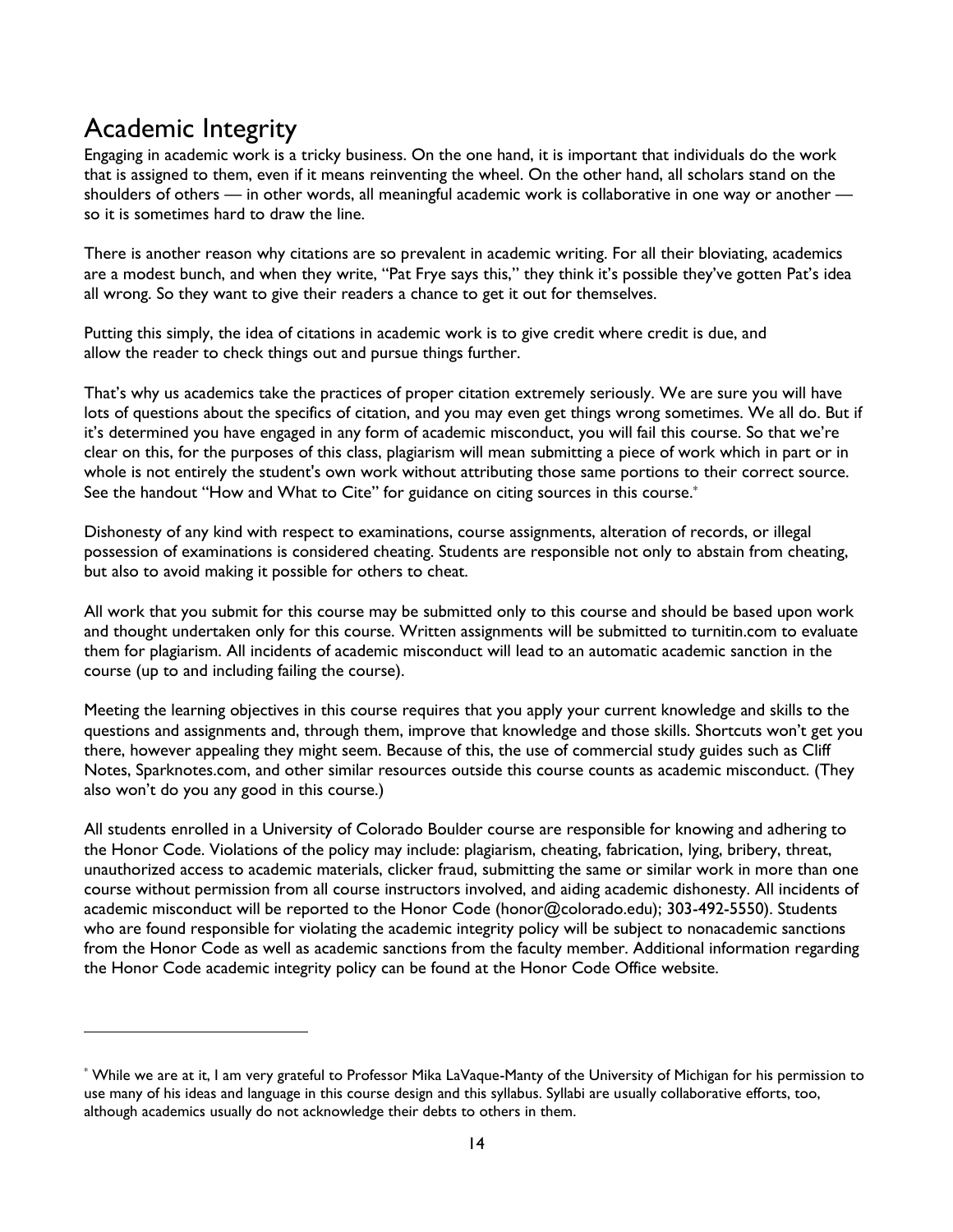# Academic Integrity

Engaging in academic work is a tricky business. On the one hand, it is important that individuals do the work that is assigned to them, even if it means reinventing the wheel. On the other hand, all scholars stand on the shoulders of others — in other words, all meaningful academic work is collaborative in one way or another — so it is sometimes hard to draw the line.

There is another reason why citations are so prevalent in academic writing. For all their bloviating, academics are a modest bunch, and when they write, "Pat Frye says this," they think it's possible they've gotten Pat's idea all wrong. So they want to give their readers a chance to get it out for themselves.

Putting this simply, the idea of citations in academic work is to give credit where credit is due, and allow the reader to check things out and pursue things further.

That's why us academics take the practices of proper citation extremely seriously. We are sure you will have lots of questions about the specifics of citation, and you may even get things wrong sometimes. We all do. But if it's determined you have engaged in any form of academic misconduct, you will fail this course. So that we're clear on this, for the purposes of this class, plagiarism will mean submitting a piece of work which in part or in whole is not entirely the student's own work without attributing those same portions to their correct source. See the handout "How and What to Cite" for guidance on citing sources in this course.[*]

Dishonesty of any kind with respect to examinations, course assignments, alteration of records, or illegal possession of examinations is considered cheating. Students are responsible not only to abstain from cheating, but also to avoid making it possible for others to cheat.

All work that you submit for this course may be submitted only to this course and should be based upon work and thought undertaken only for this course. Written assignments will be submitted to turnitin.com to evaluate them for plagiarism. All incidents of academic misconduct will lead to an automatic academic sanction in the course (up to and including failing the course).

Meeting the learning objectives in this course requires that you apply your current knowledge and skills to the questions and assignments and, through them, improve that knowledge and those skills. Shortcuts won't get you there, however appealing they might seem. Because of this, the use of commercial study guides such as Cliff Notes, Sparknotes.com, and other similar resources outside this course counts as academic misconduct. (They also won't do you any good in this course.)

All students enrolled in a University of Colorado Boulder course are responsible for knowing and adhering to the Honor Code. Violations of the policy may include: plagiarism, cheating, fabrication, lying, bribery, threat, unauthorized access to academic materials, clicker fraud, submitting the same or similar work in more than one course without permission from all course instructors involved, and aiding academic dishonesty. All incidents of academic misconduct will be reported to the Honor Code (honor@colorado.edu); 303-492-5550). Students who are found responsible for violating the academic integrity policy will be subject to nonacademic sanctions from the Honor Code as well as academic sanctions from the faculty member. Additional information regarding the Honor Code academic integrity policy can be found at the Honor Code Office website.

---

[*] While we are at it, I am very grateful to Professor Mika LaVaque-Manty of the University of Michigan for his permission to use many of his ideas and language in this course design and this syllabus. Syllabi are usually collaborative efforts, too, although academics usually do not acknowledge their debts to others in them.